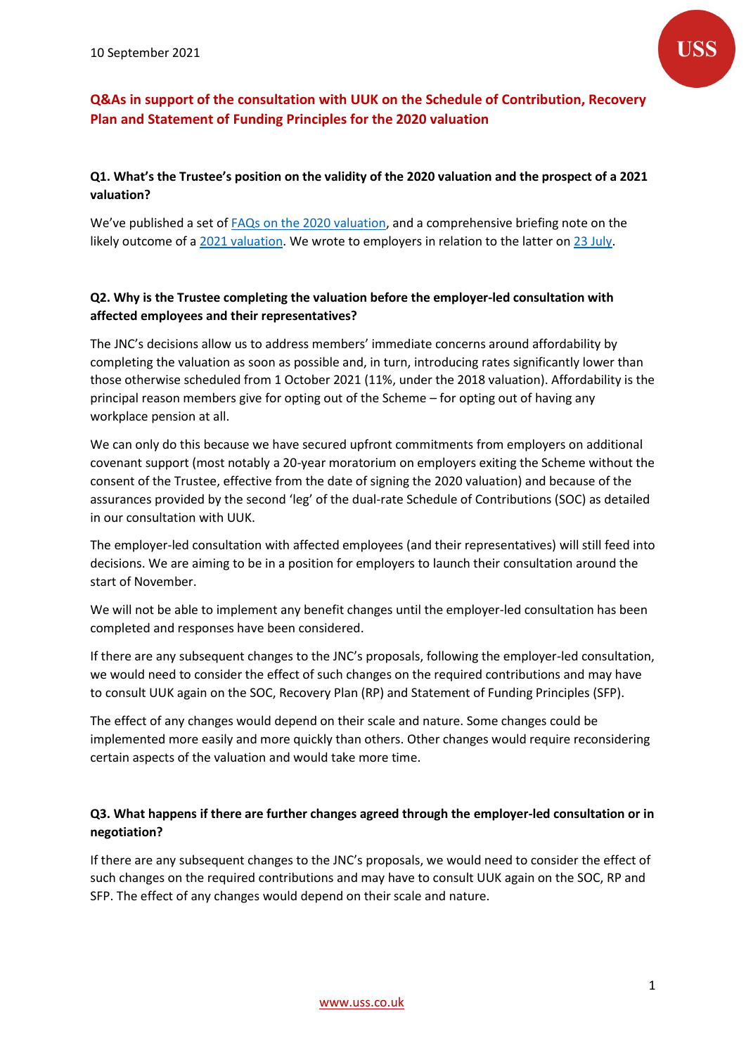10 September 2021

# Q&As in support of the consultation with UUK on the Schedule of Contribution, Recovery Plan and Statement of Funding Principles for the 2020 valuation

### Q1. What's the Trustee's position on the validity of the 2020 valuation and the prospect of a 2021 valuation?

We've published a set of FAQs on the 2020 valuation, and a comprehensive briefing note on the likely outcome of a 2021 valuation. We wrote to employers in relation to the latter on 23 July.

### Q2. Why is the Trustee completing the valuation before the employer-led consultation with affected employees and their representatives?

The JNC's decisions allow us to address members' immediate concerns around affordability by completing the valuation as soon as possible and, in turn, introducing rates significantly lower than those otherwise scheduled from 1 October 2021 (11%, under the 2018 valuation). Affordability is the principal reason members give for opting out of the Scheme – for opting out of having any workplace pension at all.

We can only do this because we have secured upfront commitments from employers on additional covenant support (most notably a 20-year moratorium on employers exiting the Scheme without the consent of the Trustee, effective from the date of signing the 2020 valuation) and because of the assurances provided by the second 'leg' of the dual-rate Schedule of Contributions (SOC) as detailed in our consultation with UUK.

The employer-led consultation with affected employees (and their representatives) will still feed into decisions. We are aiming to be in a position for employers to launch their consultation around the start of November.

We will not be able to implement any benefit changes until the employer-led consultation has been completed and responses have been considered.

If there are any subsequent changes to the JNC's proposals, following the employer-led consultation, we would need to consider the effect of such changes on the required contributions and may have to consult UUK again on the SOC, Recovery Plan (RP) and Statement of Funding Principles (SFP).

The effect of any changes would depend on their scale and nature. Some changes could be implemented more easily and more quickly than others. Other changes would require reconsidering certain aspects of the valuation and would take more time.

### Q3. What happens if there are further changes agreed through the employer-led consultation or in negotiation?

If there are any subsequent changes to the JNC's proposals, we would need to consider the effect of such changes on the required contributions and may have to consult UUK again on the SOC, RP and SFP. The effect of any changes would depend on their scale and nature.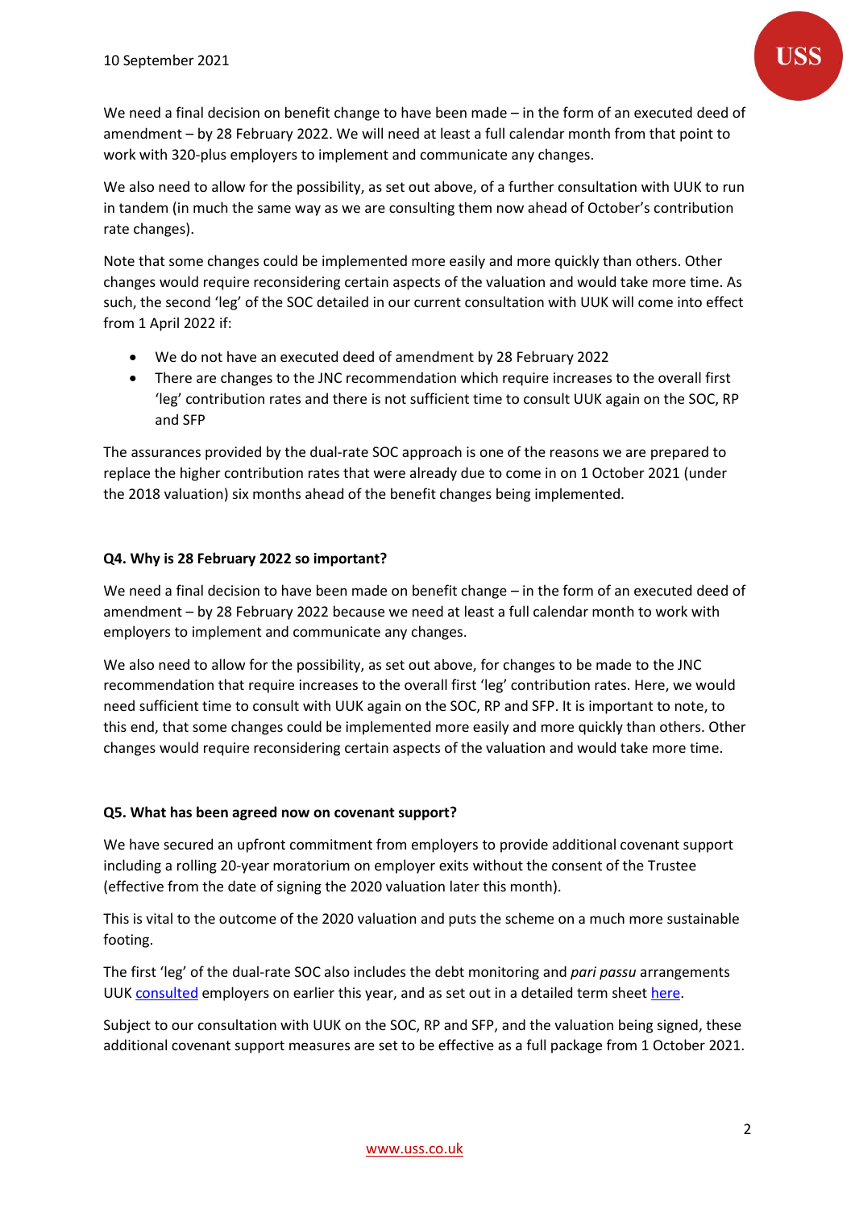We need a final decision on benefit change to have been made – in the form of an executed deed of amendment – by 28 February 2022. We will need at least a full calendar month from that point to work with 320-plus employers to implement and communicate any changes.

We also need to allow for the possibility, as set out above, of a further consultation with UUK to run in tandem (in much the same way as we are consulting them now ahead of October's contribution rate changes).

Note that some changes could be implemented more easily and more quickly than others. Other changes would require reconsidering certain aspects of the valuation and would take more time. As such, the second 'leg' of the SOC detailed in our current consultation with UUK will come into effect from 1 April 2022 if:

- We do not have an executed deed of amendment by 28 February 2022
- There are changes to the JNC recommendation which require increases to the overall first 'leg' contribution rates and there is not sufficient time to consult UUK again on the SOC, RP and SFP

The assurances provided by the dual-rate SOC approach is one of the reasons we are prepared to replace the higher contribution rates that were already due to come in on 1 October 2021 (under the 2018 valuation) six months ahead of the benefit changes being implemented.

**Q4. Why is 28 February 2022 so important?**

We need a final decision to have been made on benefit change – in the form of an executed deed of amendment – by 28 February 2022 because we need at least a full calendar month to work with employers to implement and communicate any changes.

We also need to allow for the possibility, as set out above, for changes to be made to the JNC recommendation that require increases to the overall first 'leg' contribution rates. Here, we would need sufficient time to consult with UUK again on the SOC, RP and SFP. It is important to note, to this end, that some changes could be implemented more easily and more quickly than others. Other changes would require reconsidering certain aspects of the valuation and would take more time.

**Q5. What has been agreed now on covenant support?**

We have secured an upfront commitment from employers to provide additional covenant support including a rolling 20-year moratorium on employer exits without the consent of the Trustee (effective from the date of signing the 2020 valuation later this month).

This is vital to the outcome of the 2020 valuation and puts the scheme on a much more sustainable footing.

The first 'leg' of the dual-rate SOC also includes the debt monitoring and *pari passu* arrangements UUK consulted employers on earlier this year, and as set out in a detailed term sheet here.

Subject to our consultation with UUK on the SOC, RP and SFP, and the valuation being signed, these additional covenant support measures are set to be effective as a full package from 1 October 2021.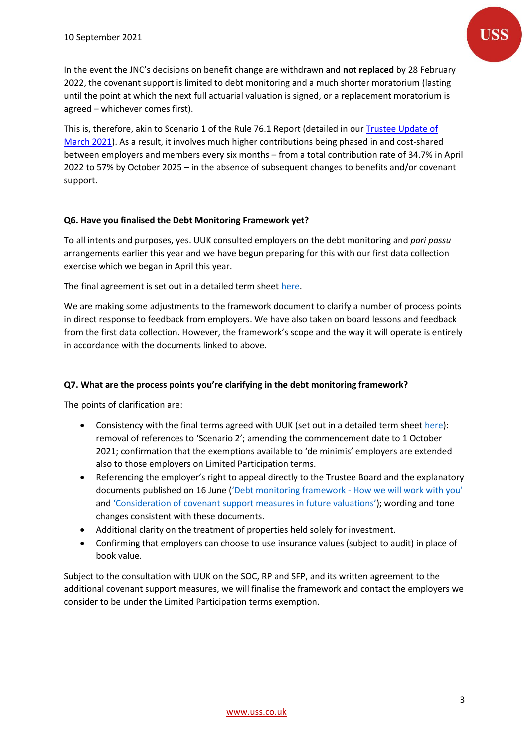In the event the JNC's decisions on benefit change are withdrawn and **not replaced** by 28 February 2022, the covenant support is limited to debt monitoring and a much shorter moratorium (lasting until the point at which the next full actuarial valuation is signed, or a replacement moratorium is agreed – whichever comes first).

This is, therefore, akin to Scenario 1 of the Rule 76.1 Report (detailed in our [Trustee Update of March 2021](#)). As a result, it involves much higher contributions being phased in and cost-shared between employers and members every six months – from a total contribution rate of 34.7% in April 2022 to 57% by October 2025 – in the absence of subsequent changes to benefits and/or covenant support.

### Q6. Have you finalised the Debt Monitoring Framework yet?

To all intents and purposes, yes. UUK consulted employers on the debt monitoring and *pari passu* arrangements earlier this year and we have begun preparing for this with our first data collection exercise which we began in April this year.

The final agreement is set out in a detailed term sheet [here](#).

We are making some adjustments to the framework document to clarify a number of process points in direct response to feedback from employers. We have also taken on board lessons and feedback from the first data collection. However, the framework's scope and the way it will operate is entirely in accordance with the documents linked to above.

### Q7. What are the process points you're clarifying in the debt monitoring framework?

The points of clarification are:

- Consistency with the final terms agreed with UUK (set out in a detailed term sheet [here](#)): removal of references to 'Scenario 2'; amending the commencement date to 1 October 2021; confirmation that the exemptions available to 'de minimis' employers are extended also to those employers on Limited Participation terms.
- Referencing the employer's right to appeal directly to the Trustee Board and the explanatory documents published on 16 June ([('Debt monitoring framework - How we will work with you'](#) and ['Consideration of covenant support measures in future valuations'](#)); wording and tone changes consistent with these documents.
- Additional clarity on the treatment of properties held solely for investment.
- Confirming that employers can choose to use insurance values (subject to audit) in place of book value.

Subject to the consultation with UUK on the SOC, RP and SFP, and its written agreement to the additional covenant support measures, we will finalise the framework and contact the employers we consider to be under the Limited Participation terms exemption.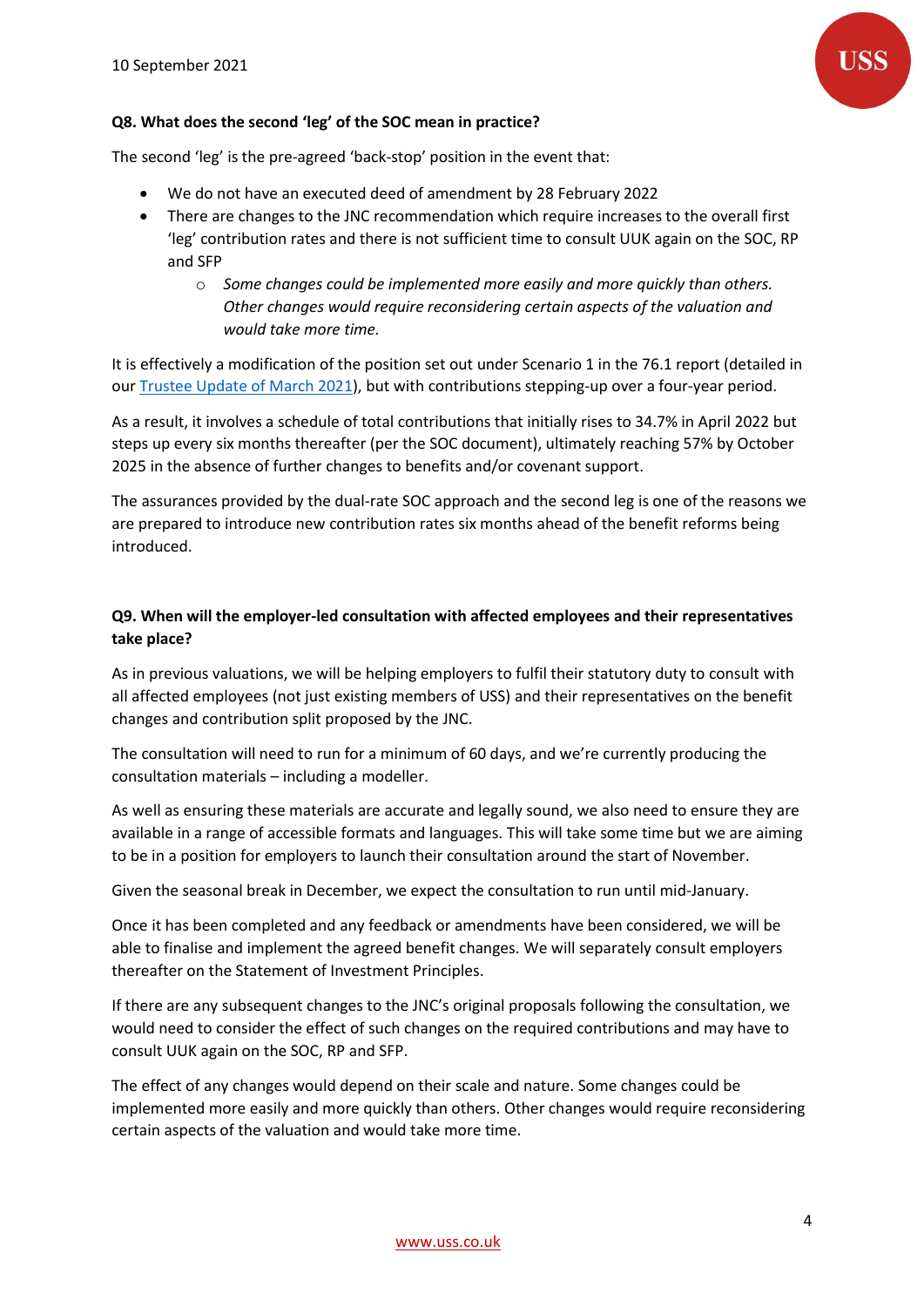**Q8. What does the second 'leg' of the SOC mean in practice?**

The second 'leg' is the pre-agreed 'back-stop' position in the event that:

- We do not have an executed deed of amendment by 28 February 2022
- There are changes to the JNC recommendation which require increases to the overall first 'leg' contribution rates and there is not sufficient time to consult UUK again on the SOC, RP and SFP
  - *Some changes could be implemented more easily and more quickly than others. Other changes would require reconsidering certain aspects of the valuation and would take more time.*

It is effectively a modification of the position set out under Scenario 1 in the 76.1 report (detailed in our Trustee Update of March 2021), but with contributions stepping-up over a four-year period.

As a result, it involves a schedule of total contributions that initially rises to 34.7% in April 2022 but steps up every six months thereafter (per the SOC document), ultimately reaching 57% by October 2025 in the absence of further changes to benefits and/or covenant support.

The assurances provided by the dual-rate SOC approach and the second leg is one of the reasons we are prepared to introduce new contribution rates six months ahead of the benefit reforms being introduced.

**Q9. When will the employer-led consultation with affected employees and their representatives take place?**

As in previous valuations, we will be helping employers to fulfil their statutory duty to consult with all affected employees (not just existing members of USS) and their representatives on the benefit changes and contribution split proposed by the JNC.

The consultation will need to run for a minimum of 60 days, and we're currently producing the consultation materials – including a modeller.

As well as ensuring these materials are accurate and legally sound, we also need to ensure they are available in a range of accessible formats and languages. This will take some time but we are aiming to be in a position for employers to launch their consultation around the start of November.

Given the seasonal break in December, we expect the consultation to run until mid-January.

Once it has been completed and any feedback or amendments have been considered, we will be able to finalise and implement the agreed benefit changes. We will separately consult employers thereafter on the Statement of Investment Principles.

If there are any subsequent changes to the JNC's original proposals following the consultation, we would need to consider the effect of such changes on the required contributions and may have to consult UUK again on the SOC, RP and SFP.

The effect of any changes would depend on their scale and nature. Some changes could be implemented more easily and more quickly than others. Other changes would require reconsidering certain aspects of the valuation and would take more time.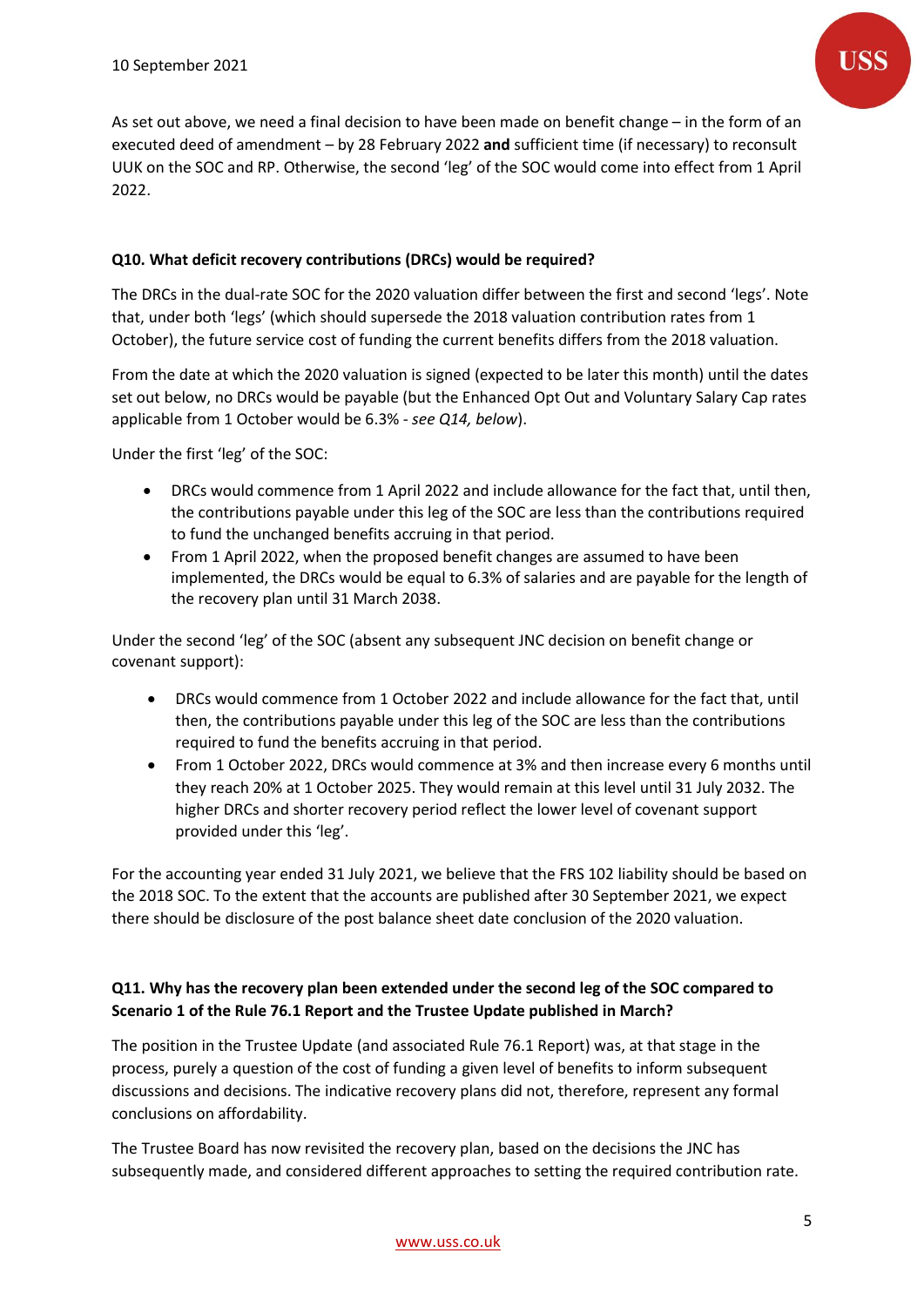As set out above, we need a final decision to have been made on benefit change – in the form of an executed deed of amendment – by 28 February 2022 **and** sufficient time (if necessary) to reconsult UUK on the SOC and RP. Otherwise, the second 'leg' of the SOC would come into effect from 1 April 2022.

**Q10. What deficit recovery contributions (DRCs) would be required?**

The DRCs in the dual-rate SOC for the 2020 valuation differ between the first and second 'legs'. Note that, under both 'legs' (which should supersede the 2018 valuation contribution rates from 1 October), the future service cost of funding the current benefits differs from the 2018 valuation.

From the date at which the 2020 valuation is signed (expected to be later this month) until the dates set out below, no DRCs would be payable (but the Enhanced Opt Out and Voluntary Salary Cap rates applicable from 1 October would be 6.3% - *see Q14, below*).

Under the first 'leg' of the SOC:

- DRCs would commence from 1 April 2022 and include allowance for the fact that, until then, the contributions payable under this leg of the SOC are less than the contributions required to fund the unchanged benefits accruing in that period.
- From 1 April 2022, when the proposed benefit changes are assumed to have been implemented, the DRCs would be equal to 6.3% of salaries and are payable for the length of the recovery plan until 31 March 2038.

Under the second 'leg' of the SOC (absent any subsequent JNC decision on benefit change or covenant support):

- DRCs would commence from 1 October 2022 and include allowance for the fact that, until then, the contributions payable under this leg of the SOC are less than the contributions required to fund the benefits accruing in that period.
- From 1 October 2022, DRCs would commence at 3% and then increase every 6 months until they reach 20% at 1 October 2025. They would remain at this level until 31 July 2032. The higher DRCs and shorter recovery period reflect the lower level of covenant support provided under this 'leg'.

For the accounting year ended 31 July 2021, we believe that the FRS 102 liability should be based on the 2018 SOC. To the extent that the accounts are published after 30 September 2021, we expect there should be disclosure of the post balance sheet date conclusion of the 2020 valuation.

**Q11. Why has the recovery plan been extended under the second leg of the SOC compared to Scenario 1 of the Rule 76.1 Report and the Trustee Update published in March?**

The position in the Trustee Update (and associated Rule 76.1 Report) was, at that stage in the process, purely a question of the cost of funding a given level of benefits to inform subsequent discussions and decisions. The indicative recovery plans did not, therefore, represent any formal conclusions on affordability.

The Trustee Board has now revisited the recovery plan, based on the decisions the JNC has subsequently made, and considered different approaches to setting the required contribution rate.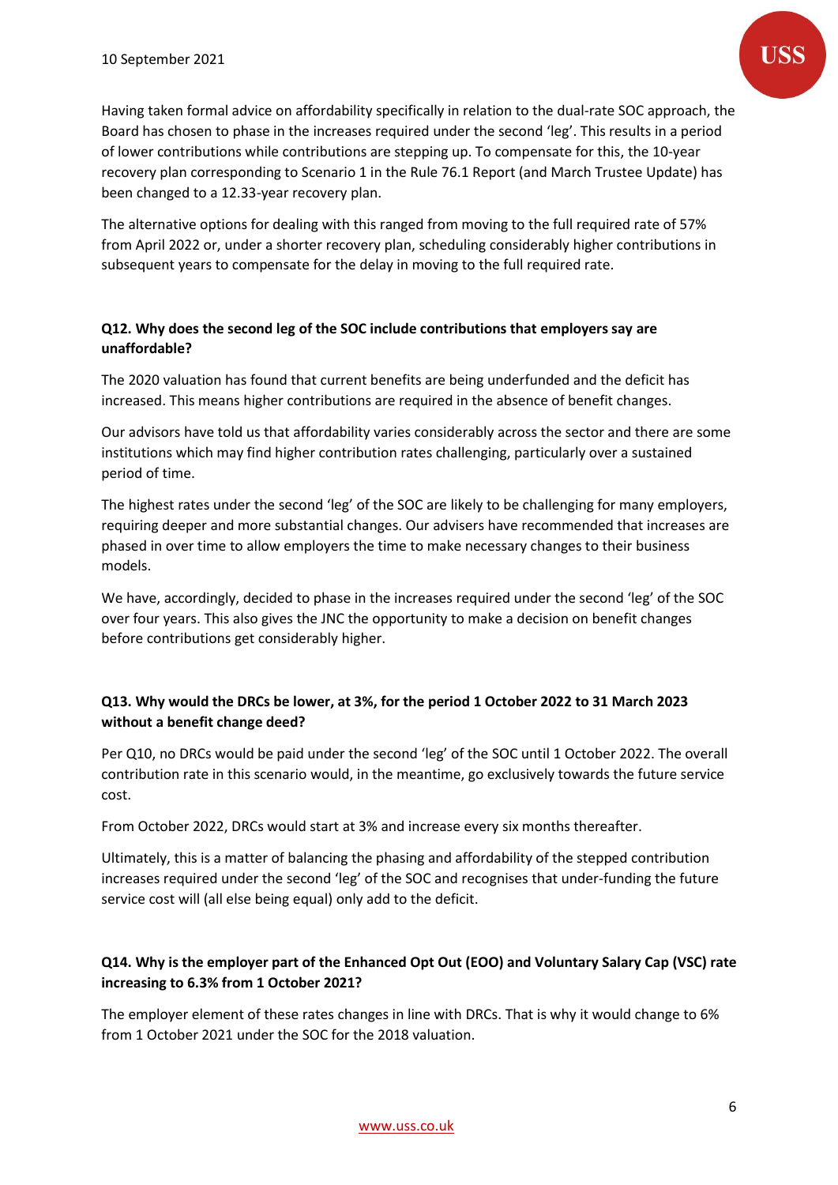Having taken formal advice on affordability specifically in relation to the dual-rate SOC approach, the Board has chosen to phase in the increases required under the second 'leg'. This results in a period of lower contributions while contributions are stepping up. To compensate for this, the 10-year recovery plan corresponding to Scenario 1 in the Rule 76.1 Report (and March Trustee Update) has been changed to a 12.33-year recovery plan.

The alternative options for dealing with this ranged from moving to the full required rate of 57% from April 2022 or, under a shorter recovery plan, scheduling considerably higher contributions in subsequent years to compensate for the delay in moving to the full required rate.

**Q12. Why does the second leg of the SOC include contributions that employers say are unaffordable?**

The 2020 valuation has found that current benefits are being underfunded and the deficit has increased. This means higher contributions are required in the absence of benefit changes.

Our advisors have told us that affordability varies considerably across the sector and there are some institutions which may find higher contribution rates challenging, particularly over a sustained period of time.

The highest rates under the second 'leg' of the SOC are likely to be challenging for many employers, requiring deeper and more substantial changes. Our advisers have recommended that increases are phased in over time to allow employers the time to make necessary changes to their business models.

We have, accordingly, decided to phase in the increases required under the second 'leg' of the SOC over four years. This also gives the JNC the opportunity to make a decision on benefit changes before contributions get considerably higher.

**Q13. Why would the DRCs be lower, at 3%, for the period 1 October 2022 to 31 March 2023 without a benefit change deed?**

Per Q10, no DRCs would be paid under the second 'leg' of the SOC until 1 October 2022. The overall contribution rate in this scenario would, in the meantime, go exclusively towards the future service cost.

From October 2022, DRCs would start at 3% and increase every six months thereafter.

Ultimately, this is a matter of balancing the phasing and affordability of the stepped contribution increases required under the second 'leg' of the SOC and recognises that under-funding the future service cost will (all else being equal) only add to the deficit.

**Q14. Why is the employer part of the Enhanced Opt Out (EOO) and Voluntary Salary Cap (VSC) rate increasing to 6.3% from 1 October 2021?**

The employer element of these rates changes in line with DRCs. That is why it would change to 6% from 1 October 2021 under the SOC for the 2018 valuation.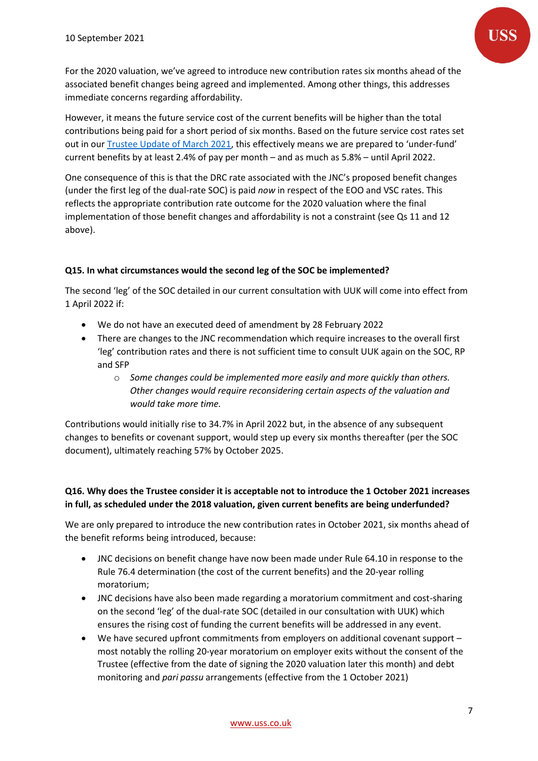For the 2020 valuation, we've agreed to introduce new contribution rates six months ahead of the associated benefit changes being agreed and implemented. Among other things, this addresses immediate concerns regarding affordability.

However, it means the future service cost of the current benefits will be higher than the total contributions being paid for a short period of six months. Based on the future service cost rates set out in our Trustee Update of March 2021, this effectively means we are prepared to 'under-fund' current benefits by at least 2.4% of pay per month – and as much as 5.8% – until April 2022.

One consequence of this is that the DRC rate associated with the JNC's proposed benefit changes (under the first leg of the dual-rate SOC) is paid *now* in respect of the EOO and VSC rates. This reflects the appropriate contribution rate outcome for the 2020 valuation where the final implementation of those benefit changes and affordability is not a constraint (see Qs 11 and 12 above).

**Q15. In what circumstances would the second leg of the SOC be implemented?**

The second 'leg' of the SOC detailed in our current consultation with UUK will come into effect from 1 April 2022 if:

- We do not have an executed deed of amendment by 28 February 2022
- There are changes to the JNC recommendation which require increases to the overall first 'leg' contribution rates and there is not sufficient time to consult UUK again on the SOC, RP and SFP
  - *Some changes could be implemented more easily and more quickly than others. Other changes would require reconsidering certain aspects of the valuation and would take more time.*

Contributions would initially rise to 34.7% in April 2022 but, in the absence of any subsequent changes to benefits or covenant support, would step up every six months thereafter (per the SOC document), ultimately reaching 57% by October 2025.

**Q16. Why does the Trustee consider it is acceptable not to introduce the 1 October 2021 increases in full, as scheduled under the 2018 valuation, given current benefits are being underfunded?**

We are only prepared to introduce the new contribution rates in October 2021, six months ahead of the benefit reforms being introduced, because:

- JNC decisions on benefit change have now been made under Rule 64.10 in response to the Rule 76.4 determination (the cost of the current benefits) and the 20-year rolling moratorium;
- JNC decisions have also been made regarding a moratorium commitment and cost-sharing on the second 'leg' of the dual-rate SOC (detailed in our consultation with UUK) which ensures the rising cost of funding the current benefits will be addressed in any event.
- We have secured upfront commitments from employers on additional covenant support – most notably the rolling 20-year moratorium on employer exits without the consent of the Trustee (effective from the date of signing the 2020 valuation later this month) and debt monitoring and *pari passu* arrangements (effective from the 1 October 2021)